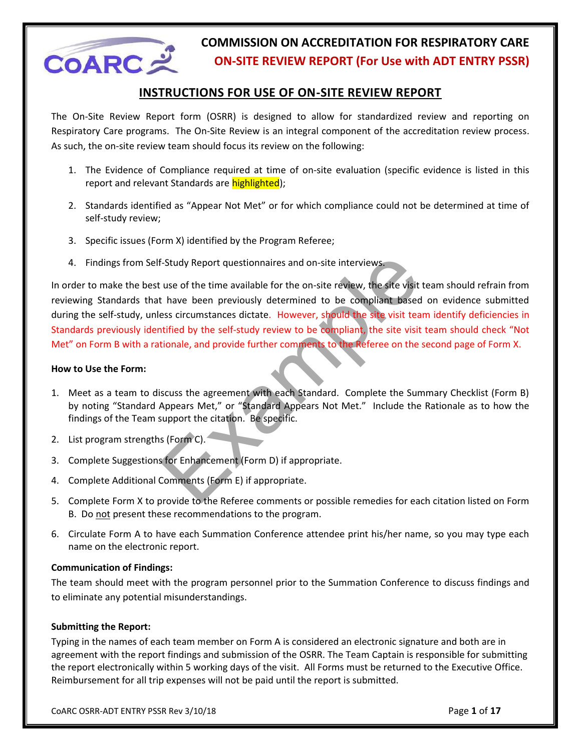# COMMISSION ON ACCREDITATION FOR RESPIRATORY CARE

## ON-SITE REVIEW REPORT (For Use with ADT ENTRY PSSR)

## INSTRUCTIONS FOR USE OF ON-SITE REVIEW REPORT

The On-Site Review Report form (OSRR) is designed to allow for standardized review and reporting on Respiratory Care programs. The On-Site Review is an integral component of the accreditation review process. As such, the on-site review team should focus its review on the following:

1. The Evidence of Compliance required at time of on-site evaluation (specific evidence is listed in this report and relevant Standards are highlighted);
2. Standards identified as "Appear Not Met" or for which compliance could not be determined at time of self-study review;
3. Specific issues (Form X) identified by the Program Referee;
4. Findings from Self-Study Report questionnaires and on-site interviews.

In order to make the best use of the time available for the on-site review, the site visit team should refrain from reviewing Standards that have been previously determined to be compliant based on evidence submitted during the self-study, unless circumstances dictate. However, should the site visit team identify deficiencies in Standards previously identified by the self-study review to be compliant, the site visit team should check "Not Met" on Form B with a rationale, and provide further comments to the Referee on the second page of Form X.

**How to Use the Form:**

1. Meet as a team to discuss the agreement with each Standard. Complete the Summary Checklist (Form B) by noting "Standard Appears Met," or "Standard Appears Not Met." Include the Rationale as to how the findings of the Team support the citation. Be specific.
2. List program strengths (Form C).
3. Complete Suggestions for Enhancement (Form D) if appropriate.
4. Complete Additional Comments (Form E) if appropriate.
5. Complete Form X to provide to the Referee comments or possible remedies for each citation listed on Form B. Do not present these recommendations to the program.
6. Circulate Form A to have each Summation Conference attendee print his/her name, so you may type each name on the electronic report.

**Communication of Findings:**

The team should meet with the program personnel prior to the Summation Conference to discuss findings and to eliminate any potential misunderstandings.

**Submitting the Report:**

Typing in the names of each team member on Form A is considered an electronic signature and both are in agreement with the report findings and submission of the OSRR. The Team Captain is responsible for submitting the report electronically within 5 working days of the visit. All Forms must be returned to the Executive Office. Reimbursement for all trip expenses will not be paid until the report is submitted.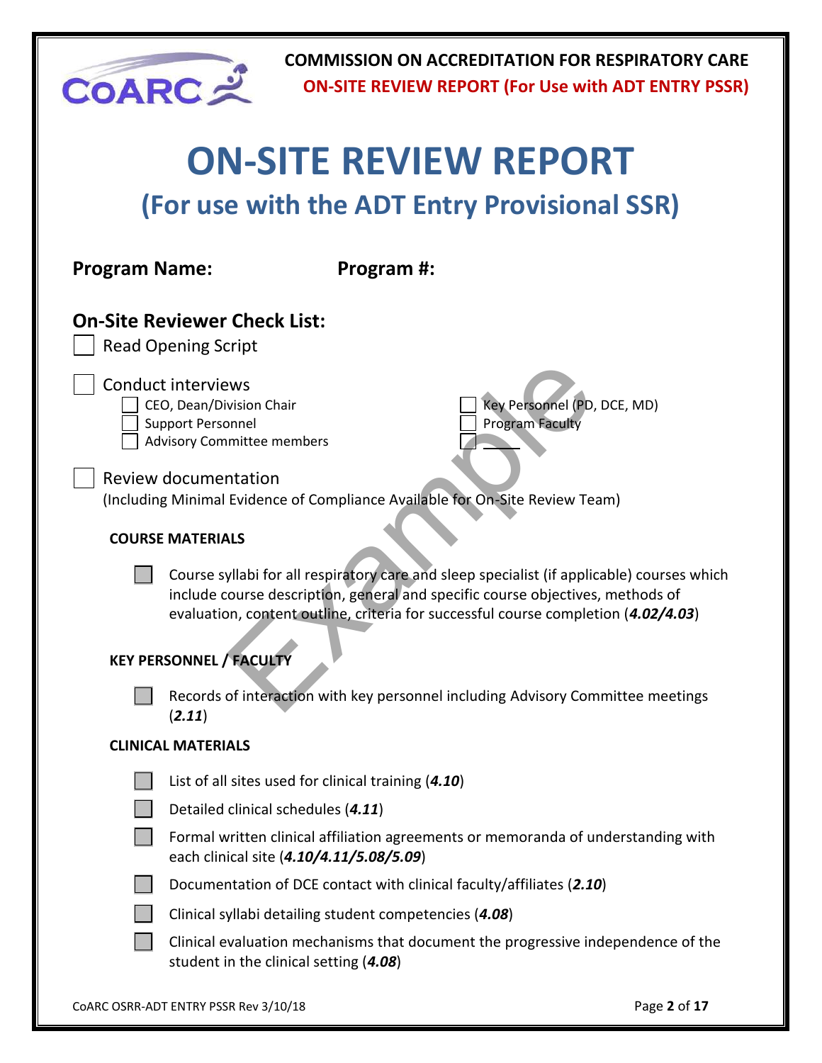# ON-SITE REVIEW REPORT

## (For use with the ADT Entry Provisional SSR)

**Program Name:** **Program #:**

## On-Site Reviewer Check List:

- [ ] Read Opening Script

- [ ] Conduct interviews
  - [ ] CEO, Dean/Division Chair
  - [ ] Support Personnel
  - [ ] Advisory Committee members
  - [ ] Key Personnel (PD, DCE, MD)
  - [ ] Program Faculty
  - [ ] ____

- [ ] Review documentation
  (Including Minimal Evidence of Compliance Available for On-Site Review Team)

**COURSE MATERIALS**

- [ ] Course syllabi for all respiratory care and sleep specialist (if applicable) courses which include course description, general and specific course objectives, methods of evaluation, content outline, criteria for successful course completion (***4.02/4.03***)

**KEY PERSONNEL / FACULTY**

- [ ] Records of interaction with key personnel including Advisory Committee meetings (***2.11***)

**CLINICAL MATERIALS**

- [ ] List of all sites used for clinical training (***4.10***)
- [ ] Detailed clinical schedules (***4.11***)
- [ ] Formal written clinical affiliation agreements or memoranda of understanding with each clinical site (***4.10/4.11/5.08/5.09***)
- [ ] Documentation of DCE contact with clinical faculty/affiliates (***2.10***)
- [ ] Clinical syllabi detailing student competencies (***4.08***)
- [ ] Clinical evaluation mechanisms that document the progressive independence of the student in the clinical setting (***4.08***)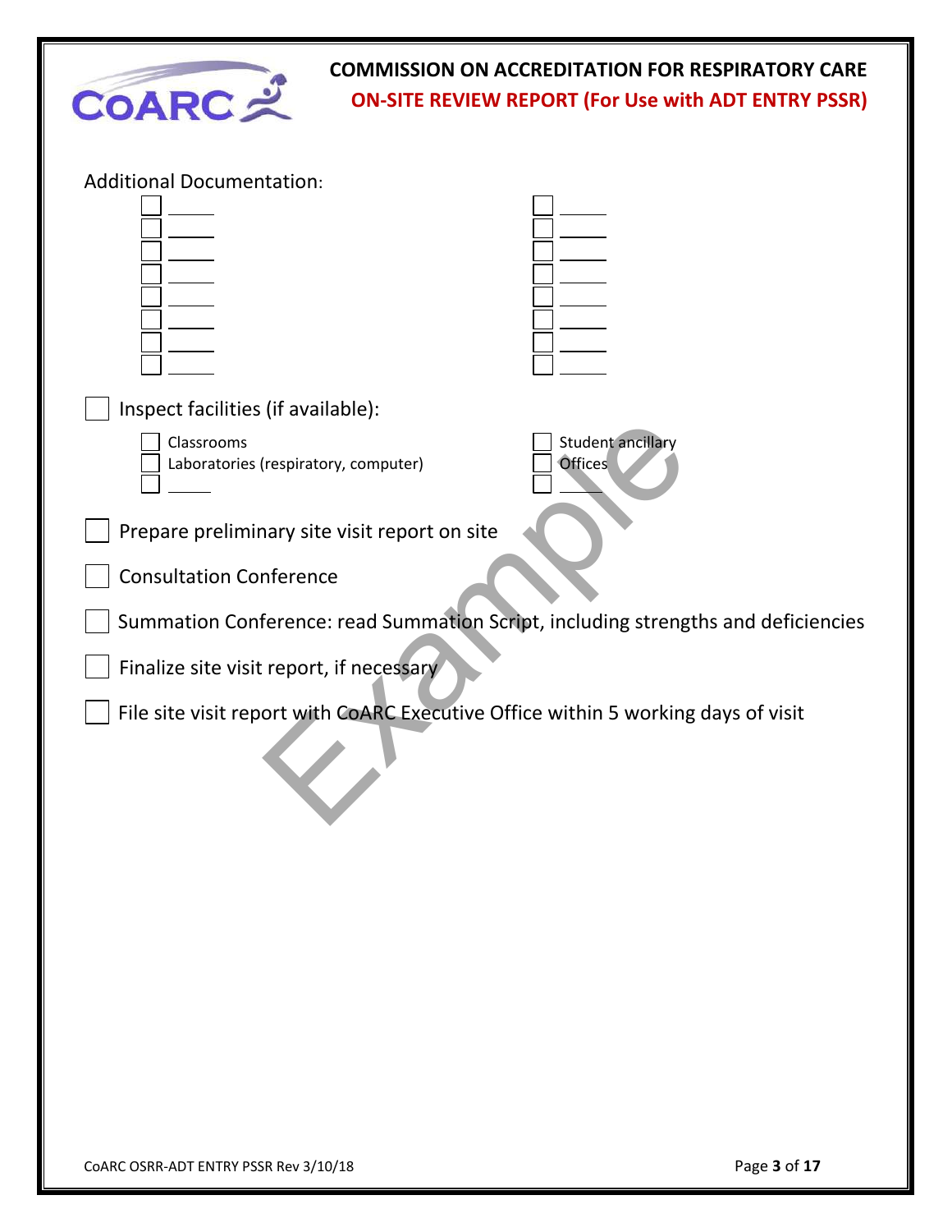**COMMISSION ON ACCREDITATION FOR RESPIRATORY CARE**

**ON-SITE REVIEW REPORT (For Use with ADT ENTRY PSSR)**

Additional Documentation:

- [ ] ______
- [ ] ______
- [ ] ______
- [ ] ______
- [ ] ______
- [ ] ______
- [ ] ______
- [ ] ______
- [ ] ______
- [ ] ______
- [ ] ______
- [ ] ______
- [ ] ______
- [ ] ______
- [ ] ______
- [ ] ______

- [ ] Inspect facilities (if available):
  - [ ] Classrooms
  - [ ] Laboratories (respiratory, computer)
  - [ ] ______
  - [ ] Student ancillary
  - [ ] Offices
  - [ ] ______
- [ ] Prepare preliminary site visit report on site
- [ ] Consultation Conference
- [ ] Summation Conference: read Summation Script, including strengths and deficiencies
- [ ] Finalize site visit report, if necessary
- [ ] File site visit report with CoARC Executive Office within 5 working days of visit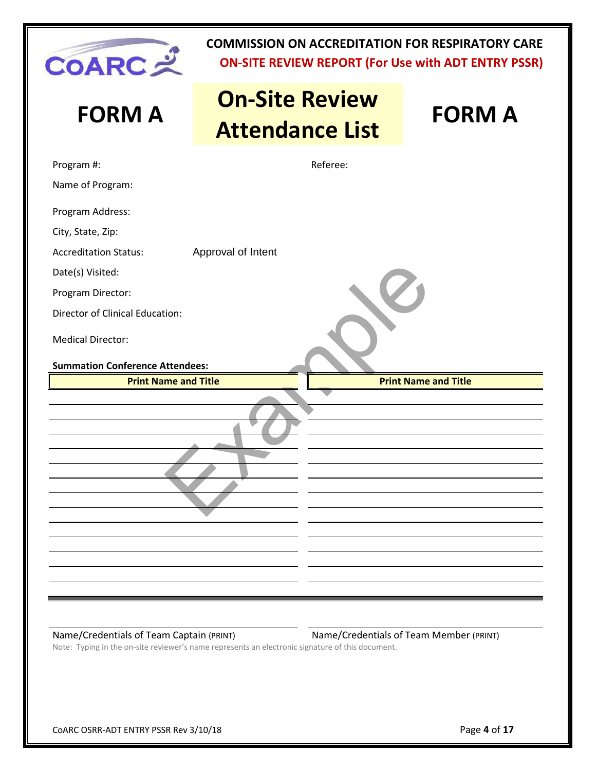**COMMISSION ON ACCREDITATION FOR RESPIRATORY CARE**

**ON-SITE REVIEW REPORT (For Use with ADT ENTRY PSSR)**

# FORM A — On-Site Review Attendance List — FORM A

Program #:

Referee:

Name of Program:

Program Address:

City, State, Zip:

Accreditation Status: Approval of Intent

Date(s) Visited:

Program Director:

Director of Clinical Education:

Medical Director:

**Summation Conference Attendees:**

| Print Name and Title | Print Name and Title |
|---|---|
| | |
| | |
| | |
| | |
| | |
| | |
| | |
| | |
| | |
| | |
| | |
| | |
| | |

Example

Name/Credentials of Team Captain (PRINT)

Name/Credentials of Team Member (PRINT)

Note: Typing in the on-site reviewer's name represents an electronic signature of this document.

CoARC OSRR-ADT ENTRY PSSR Rev 3/10/18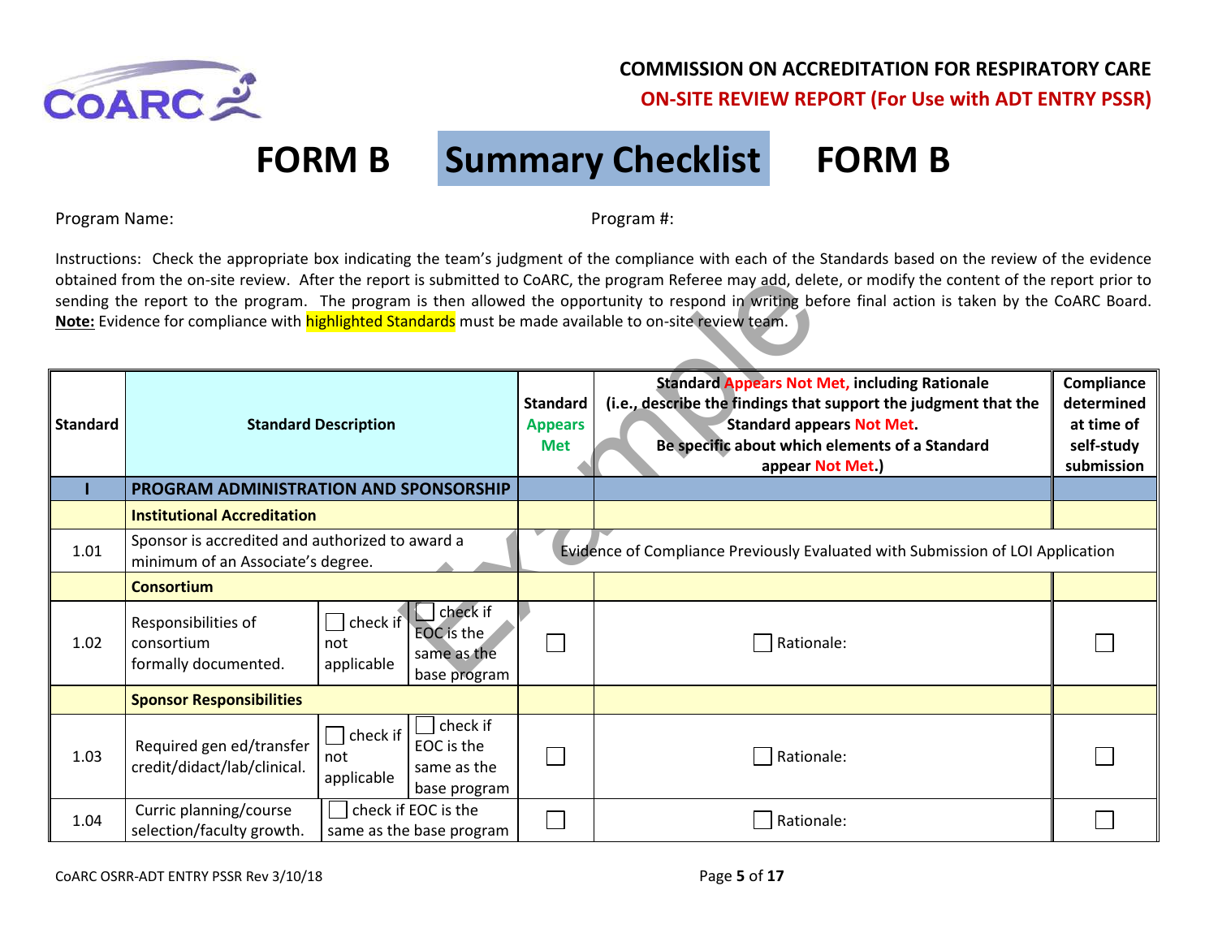**COMMISSION ON ACCREDITATION FOR RESPIRATORY CARE**

**ON-SITE REVIEW REPORT (For Use with ADT ENTRY PSSR)**

# FORM B Summary Checklist FORM B

Program Name: Program #:

Instructions: Check the appropriate box indicating the team's judgment of the compliance with each of the Standards based on the review of the evidence obtained from the on-site review. After the report is submitted to CoARC, the program Referee may add, delete, or modify the content of the report prior to sending the report to the program. The program is then allowed the opportunity to respond in writing before final action is taken by the CoARC Board. **Note:** Evidence for compliance with highlighted Standards must be made available to on-site review team.

| Standard | Standard Description | | | Standard Appears Met | Standard Appears Not Met, including Rationale (i.e., describe the findings that support the judgment that the Standard appears Not Met. Be specific about which elements of a Standard appear Not Met.) | Compliance determined at time of self-study submission |
|---|---|---|---|---|---|---|
| **I** | **PROGRAM ADMINISTRATION AND SPONSORSHIP** | | | | | |
| | **Institutional Accreditation** | | | | | |
| 1.01 | Sponsor is accredited and authorized to award a minimum of an Associate's degree. | | | Evidence of Compliance Previously Evaluated with Submission of LOI Application | | |
| | **Consortium** | | | | | |
| 1.02 | Responsibilities of consortium formally documented. | ☐ check if not applicable | ☐ check if EOC is the same as the base program | ☐ | ☐ Rationale: | ☐ |
| | **Sponsor Responsibilities** | | | | | |
| 1.03 | Required gen ed/transfer credit/didact/lab/clinical. | ☐ check if not applicable | ☐ check if EOC is the same as the base program | ☐ | ☐ Rationale: | ☐ |
| 1.04 | Curric planning/course selection/faculty growth. | ☐ check if EOC is the same as the base program | | ☐ | ☐ Rationale: | ☐ |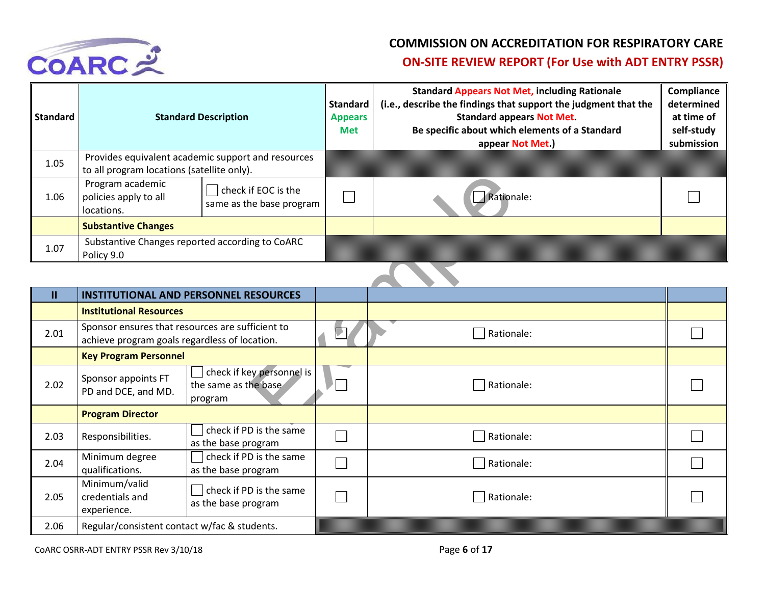# COMMISSION ON ACCREDITATION FOR RESPIRATORY CARE

## ON-SITE REVIEW REPORT (For Use with ADT ENTRY PSSR)

| Standard | Standard Description | | Standard Appears Met | Standard Appears Not Met, including Rationale (i.e., describe the findings that support the judgment that the Standard appears Not Met. Be specific about which elements of a Standard appear Not Met.) | Compliance determined at time of self-study submission |
|---|---|---|---|---|---|
| 1.05 | Provides equivalent academic support and resources to all program locations (satellite only). | | | | |
| 1.06 | Program academic policies apply to all locations. | ☐ check if EOC is the same as the base program | ☐ | ☐ Rationale: | ☐ |
| | **Substantive Changes** | | | | |
| 1.07 | Substantive Changes reported according to CoARC Policy 9.0 | | | | |
| **II** | **INSTITUTIONAL AND PERSONNEL RESOURCES** | | | | |
| | **Institutional Resources** | | | | |
| 2.01 | Sponsor ensures that resources are sufficient to achieve program goals regardless of location. | | ☐ | ☐ Rationale: | ☐ |
| | **Key Program Personnel** | | | | |
| 2.02 | Sponsor appoints FT PD and DCE, and MD. | ☐ check if key personnel is the same as the base program | ☐ | ☐ Rationale: | ☐ |
| | **Program Director** | | | | |
| 2.03 | Responsibilities. | ☐ check if PD is the same as the base program | ☐ | ☐ Rationale: | ☐ |
| 2.04 | Minimum degree qualifications. | ☐ check if PD is the same as the base program | ☐ | ☐ Rationale: | ☐ |
| 2.05 | Minimum/valid credentials and experience. | ☐ check if PD is the same as the base program | ☐ | ☐ Rationale: | ☐ |
| 2.06 | Regular/consistent contact w/fac & students. | | | | |

CoARC OSRR-ADT ENTRY PSSR Rev 3/10/18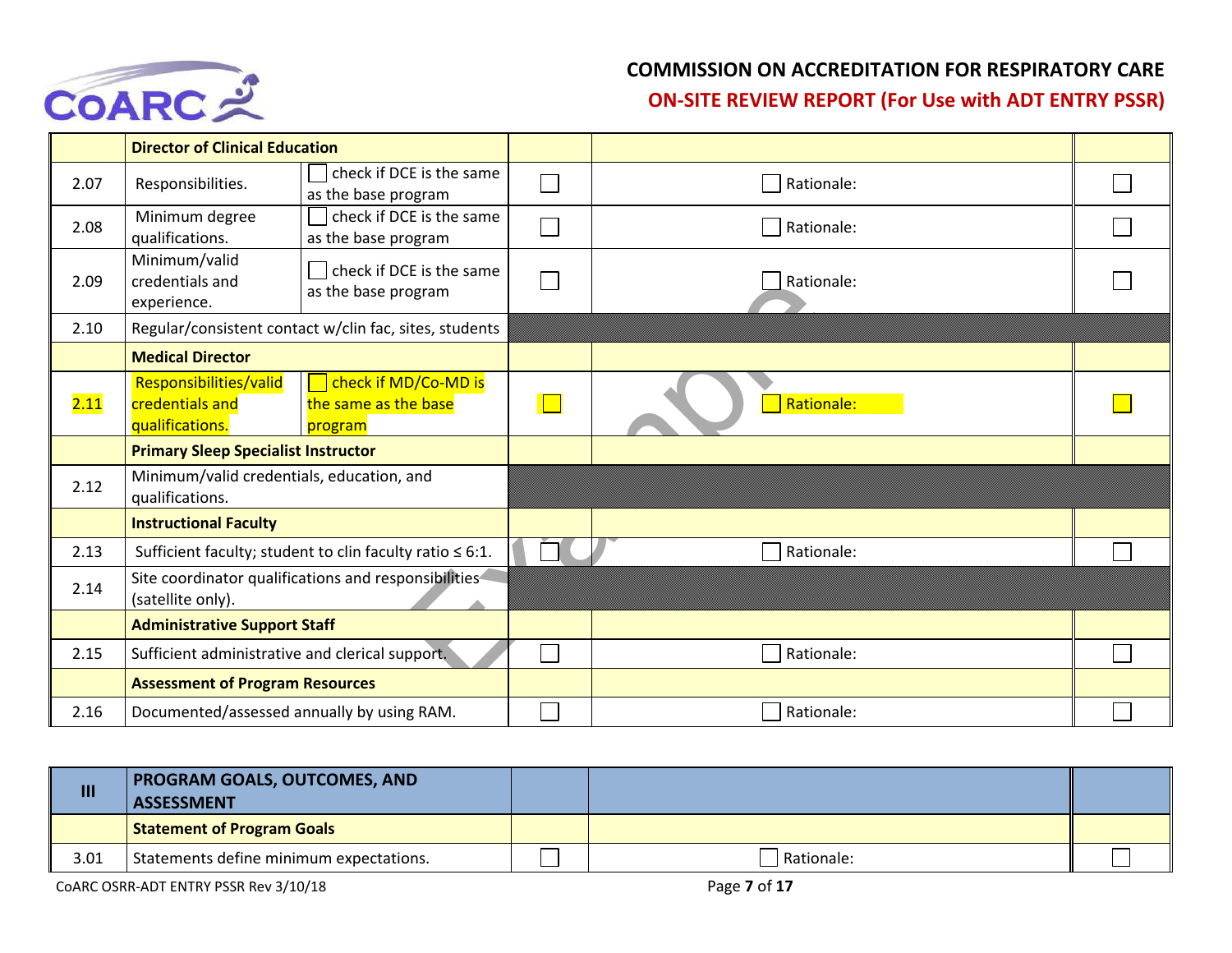| | | | | | |
|---|---|---|---|---|---|
| | **Director of Clinical Education** | | | | |
| 2.07 | Responsibilities. | ☐ check if DCE is the same as the base program | ☐ | ☐ Rationale: | ☐ |
| 2.08 | Minimum degree qualifications. | ☐ check if DCE is the same as the base program | ☐ | ☐ Rationale: | ☐ |
| 2.09 | Minimum/valid credentials and experience. | ☐ check if DCE is the same as the base program | ☐ | ☐ Rationale: | ☐ |
| 2.10 | Regular/consistent contact w/clin fac, sites, students | | | | |
| | **Medical Director** | | | | |
| 2.11 | Responsibilities/valid credentials and qualifications. | ☐ check if MD/Co-MD is the same as the base program | ☐ | ☐ Rationale: | ☐ |
| | **Primary Sleep Specialist Instructor** | | | | |
| 2.12 | Minimum/valid credentials, education, and qualifications. | | | | |
| | **Instructional Faculty** | | | | |
| 2.13 | Sufficient faculty; student to clin faculty ratio ≤ 6:1. | | ☐ | ☐ Rationale: | ☐ |
| 2.14 | Site coordinator qualifications and responsibilities (satellite only). | | | | |
| | **Administrative Support Staff** | | | | |
| 2.15 | Sufficient administrative and clerical support. | | ☐ | ☐ Rationale: | ☐ |
| | **Assessment of Program Resources** | | | | |
| 2.16 | Documented/assessed annually by using RAM. | | ☐ | ☐ Rationale: | ☐ |

| | | | | |
|---|---|---|---|---|
| **III** | **PROGRAM GOALS, OUTCOMES, AND ASSESSMENT** | | | |
| | **Statement of Program Goals** | | | |
| 3.01 | Statements define minimum expectations. | ☐ | ☐ Rationale: | ☐ |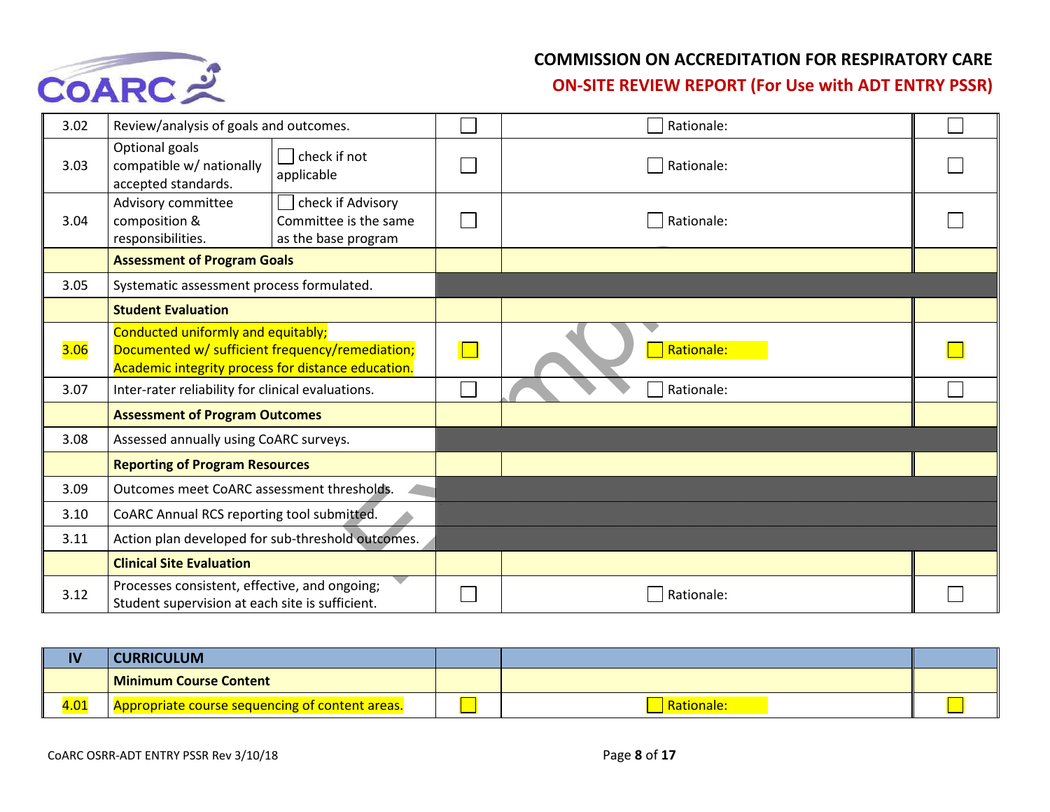| | | | | | |
|---|---|---|---|---|---|
| 3.02 | Review/analysis of goals and outcomes. | | ☐ | ☐ Rationale: | ☐ |
| 3.03 | Optional goals compatible w/ nationally accepted standards. | ☐ check if not applicable | ☐ | ☐ Rationale: | ☐ |
| 3.04 | Advisory committee composition & responsibilities. | ☐ check if Advisory Committee is the same as the base program | ☐ | ☐ Rationale: | ☐ |
| | **Assessment of Program Goals** | | | | |
| 3.05 | Systematic assessment process formulated. | | | | |
| | **Student Evaluation** | | | | |
| 3.06 | Conducted uniformly and equitably; Documented w/ sufficient frequency/remediation; Academic integrity process for distance education. | | ☐ | ☐ Rationale: | ☐ |
| 3.07 | Inter-rater reliability for clinical evaluations. | | ☐ | ☐ Rationale: | ☐ |
| | **Assessment of Program Outcomes** | | | | |
| 3.08 | Assessed annually using CoARC surveys. | | | | |
| | **Reporting of Program Resources** | | | | |
| 3.09 | Outcomes meet CoARC assessment thresholds. | | | | |
| 3.10 | CoARC Annual RCS reporting tool submitted. | | | | |
| 3.11 | Action plan developed for sub-threshold outcomes. | | | | |
| | **Clinical Site Evaluation** | | | | |
| 3.12 | Processes consistent, effective, and ongoing; Student supervision at each site is sufficient. | | ☐ | ☐ Rationale: | ☐ |

| | | | | |
|---|---|---|---|---|
| **IV** | **CURRICULUM** | | | |
| | **Minimum Course Content** | | | |
| 4.01 | Appropriate course sequencing of content areas. | ☐ | ☐ Rationale: | ☐ |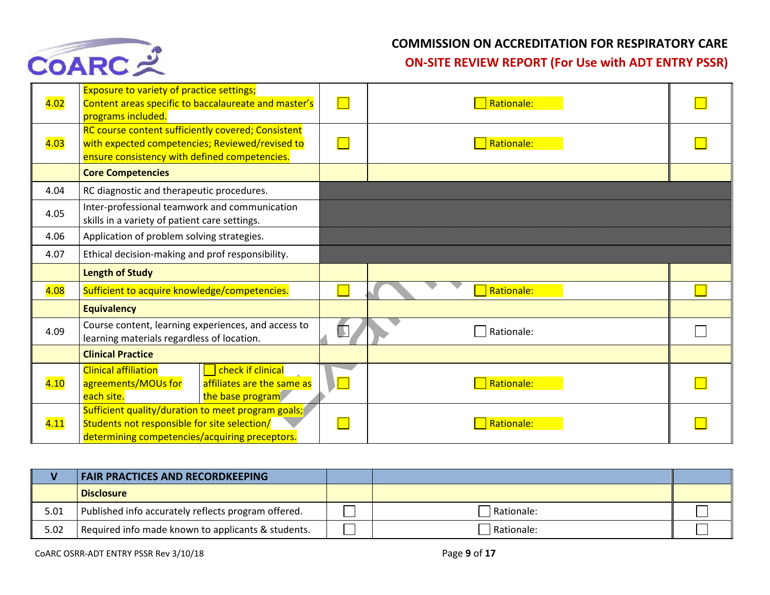| | | | | |
|---|---|---|---|---|
| 4.02 | Exposure to variety of practice settings; Content areas specific to baccalaureate and master's programs included. | ☐ | ☐ Rationale: | ☐ |
| 4.03 | RC course content sufficiently covered; Consistent with expected competencies; Reviewed/revised to ensure consistency with defined competencies. | ☐ | ☐ Rationale: | ☐ |
| | **Core Competencies** | | | |
| 4.04 | RC diagnostic and therapeutic procedures. | | | |
| 4.05 | Inter-professional teamwork and communication skills in a variety of patient care settings. | | | |
| 4.06 | Application of problem solving strategies. | | | |
| 4.07 | Ethical decision-making and prof responsibility. | | | |
| | **Length of Study** | | | |
| 4.08 | Sufficient to acquire knowledge/competencies. | ☐ | ☐ Rationale: | ☐ |
| | **Equivalency** | | | |
| 4.09 | Course content, learning experiences, and access to learning materials regardless of location. | ☐ | ☐ Rationale: | ☐ |
| | **Clinical Practice** | | | |
| 4.10 | Clinical affiliation agreements/MOUs for each site. ☐ check if clinical affiliates are the same as the base program | ☐ | ☐ Rationale: | ☐ |
| 4.11 | Sufficient quality/duration to meet program goals; Students not responsible for site selection/ determining competencies/acquiring preceptors. | ☐ | ☐ Rationale: | ☐ |

| V | FAIR PRACTICES AND RECORDKEEPING | | | |
|---|---|---|---|---|
| | **Disclosure** | | | |
| 5.01 | Published info accurately reflects program offered. | ☐ | ☐ Rationale: | ☐ |
| 5.02 | Required info made known to applicants & students. | ☐ | ☐ Rationale: | ☐ |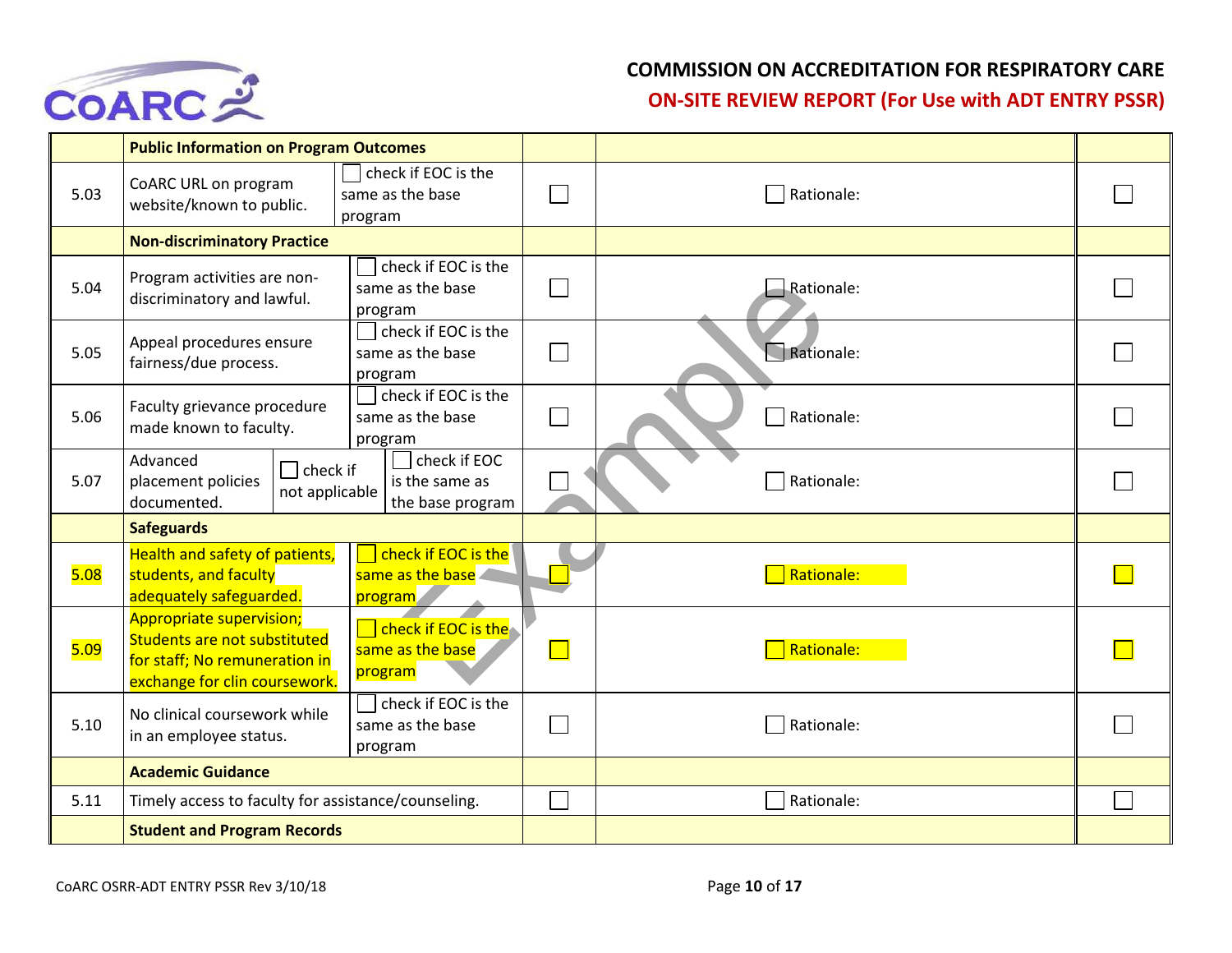**COMMISSION ON ACCREDITATION FOR RESPIRATORY CARE**

**ON-SITE REVIEW REPORT (For Use with ADT ENTRY PSSR)**

| | **Public Information on Program Outcomes** | | | | |
|---|---|---|---|---|---|
| 5.03 | CoARC URL on program website/known to public. | ☐ check if EOC is the same as the base program | ☐ | ☐ Rationale: | ☐ |
| | **Non-discriminatory Practice** | | | | |
| 5.04 | Program activities are non-discriminatory and lawful. | ☐ check if EOC is the same as the base program | ☐ | ☐ Rationale: | ☐ |
| 5.05 | Appeal procedures ensure fairness/due process. | ☐ check if EOC is the same as the base program | ☐ | ☐ Rationale: | ☐ |
| 5.06 | Faculty grievance procedure made known to faculty. | ☐ check if EOC is the same as the base program | ☐ | ☐ Rationale: | ☐ |
| 5.07 | Advanced placement policies documented. ☐ check if not applicable | ☐ check if EOC is the same as the base program | ☐ | ☐ Rationale: | ☐ |
| | **Safeguards** | | | | |
| 5.08 | Health and safety of patients, students, and faculty adequately safeguarded. | ☐ check if EOC is the same as the base program | ☐ | ☐ Rationale: | ☐ |
| 5.09 | Appropriate supervision; Students are not substituted for staff; No remuneration in exchange for clin coursework. | ☐ check if EOC is the same as the base program | ☐ | ☐ Rationale: | ☐ |
| 5.10 | No clinical coursework while in an employee status. | ☐ check if EOC is the same as the base program | ☐ | ☐ Rationale: | ☐ |
| | **Academic Guidance** | | | | |
| 5.11 | Timely access to faculty for assistance/counseling. | | ☐ | ☐ Rationale: | ☐ |
| | **Student and Program Records** | | | | |

Example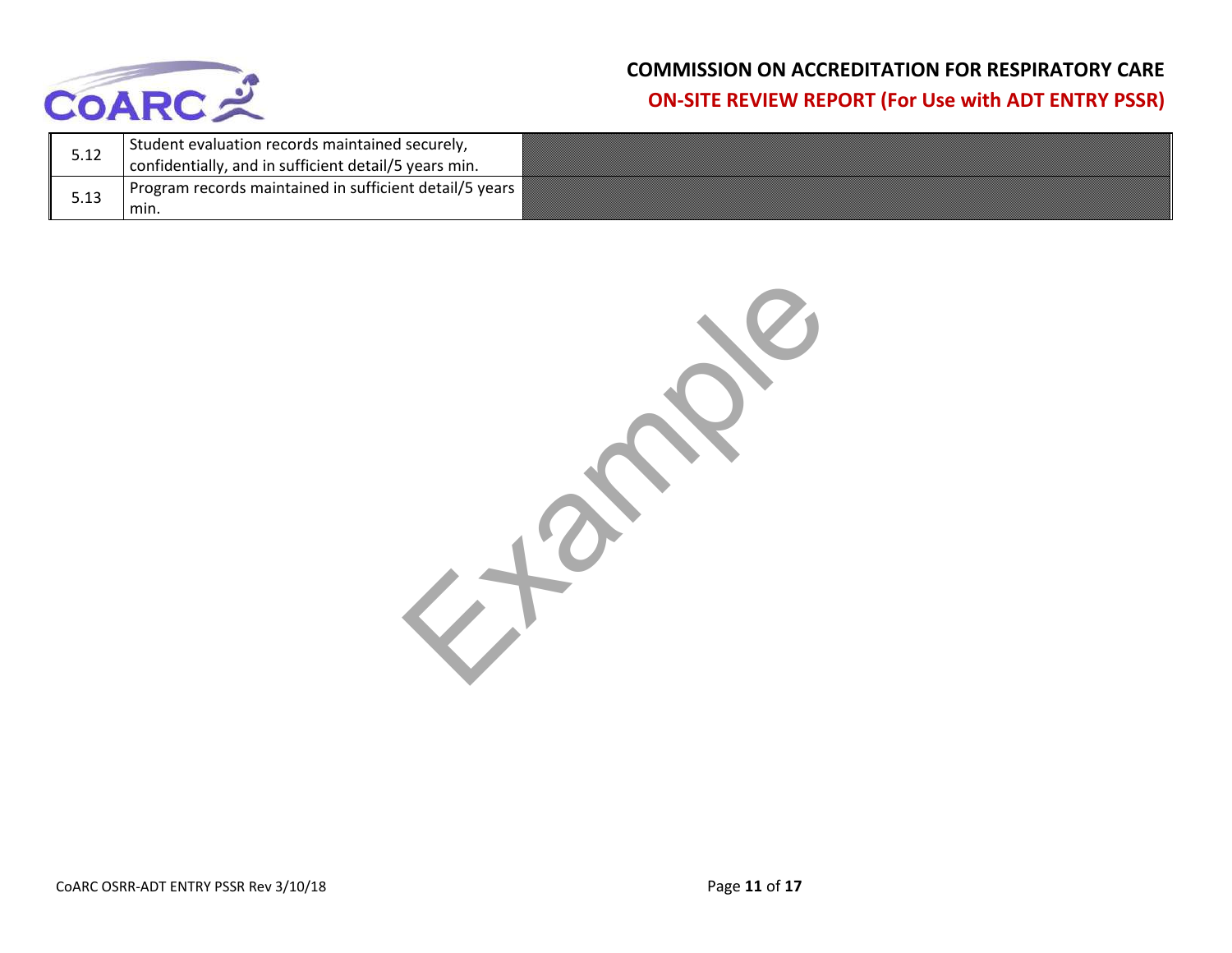| | | |
|---|---|---|
| 5.12 | Student evaluation records maintained securely, confidentially, and in sufficient detail/5 years min. | |
| 5.13 | Program records maintained in sufficient detail/5 years min. | |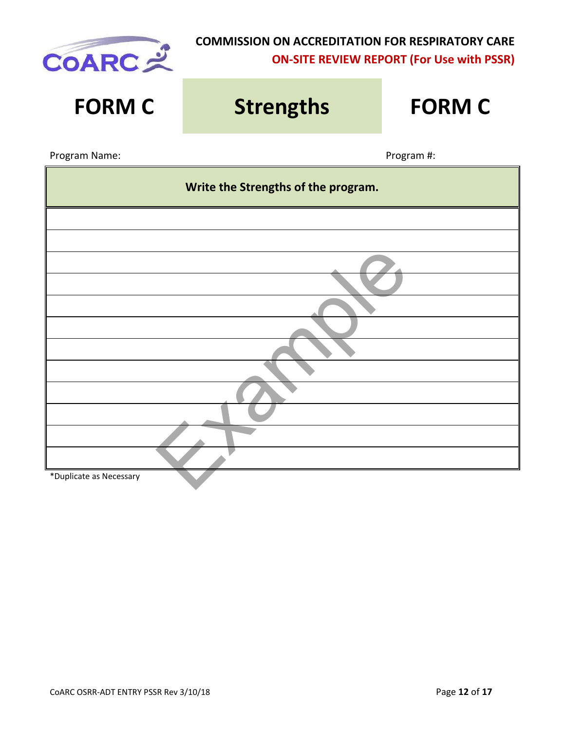**COMMISSION ON ACCREDITATION FOR RESPIRATORY CARE**

**ON-SITE REVIEW REPORT (For Use with PSSR)**

# FORM C — Strengths — FORM C

Program Name: Program #:

| Write the Strengths of the program. |
|---|
| |
| |
| |
| |
| |
| |
| |
| |
| |
| |
| |
| |

*Duplicate as Necessary

Example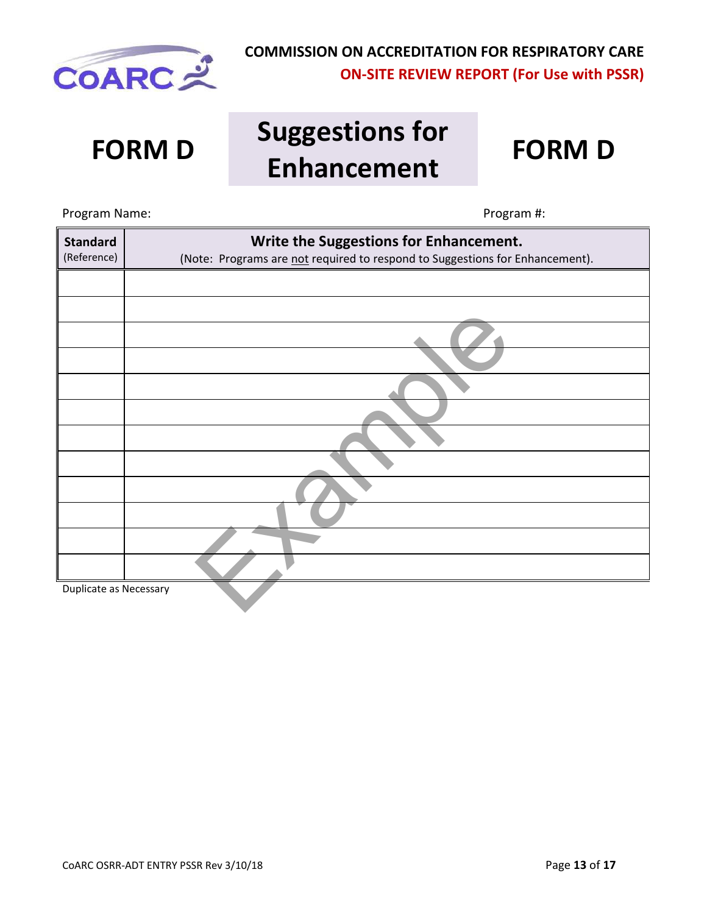**COMMISSION ON ACCREDITATION FOR RESPIRATORY CARE**
**ON-SITE REVIEW REPORT (For Use with PSSR)**

# FORM D — Suggestions for Enhancement — FORM D

Program Name: Program #:

| **Standard** (Reference) | **Write the Suggestions for Enhancement.** (Note: Programs are not required to respond to Suggestions for Enhancement). |
|---|---|
| | |
| | |
| | |
| | |
| | |
| | |
| | |
| | |
| | |
| | |
| | |
| | |

Duplicate as Necessary

Example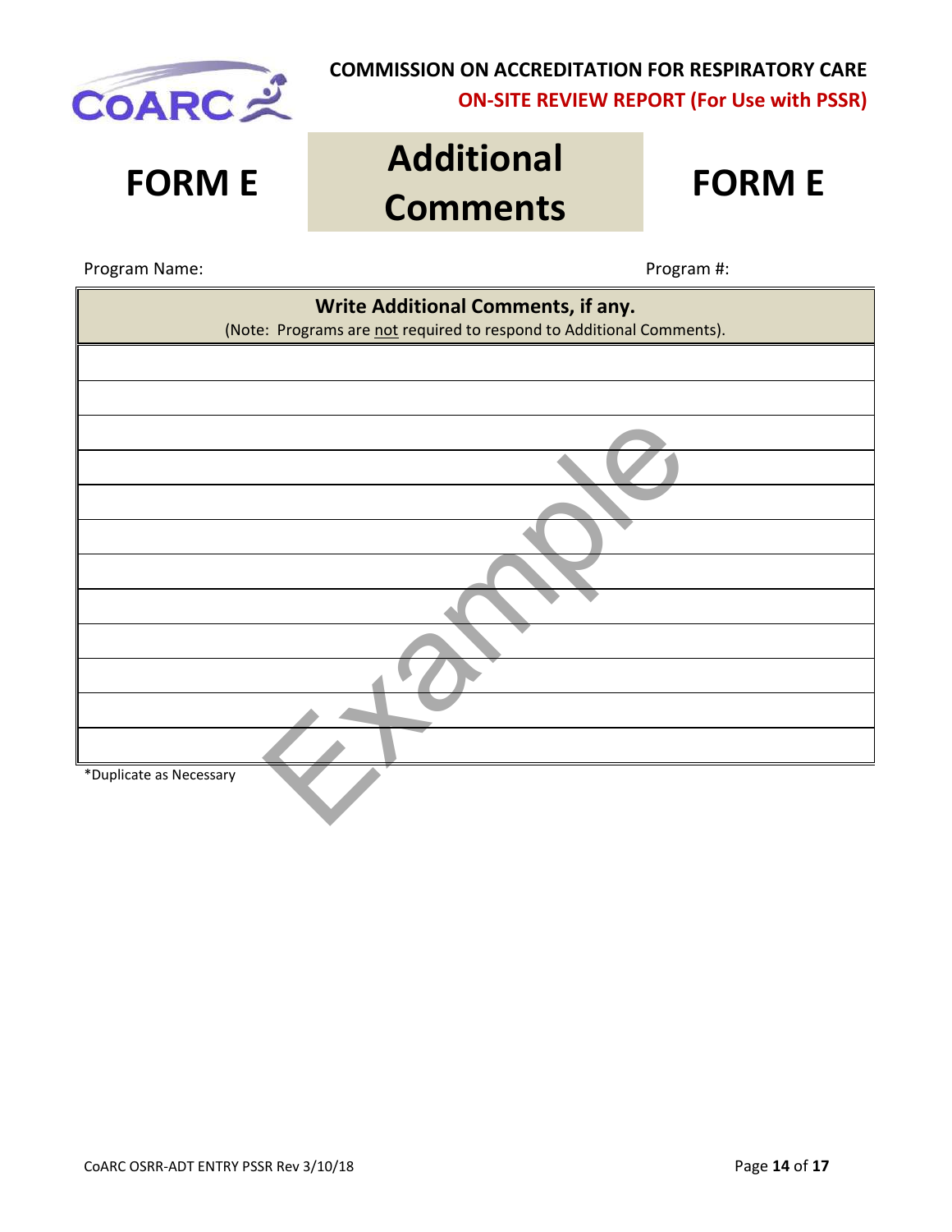**COMMISSION ON ACCREDITATION FOR RESPIRATORY CARE**
**ON-SITE REVIEW REPORT (For Use with PSSR)**

# FORM E — Additional Comments — FORM E

Program Name: Program #:

| **Write Additional Comments, if any.** (Note: Programs are <u>not</u> required to respond to Additional Comments). |
|---|
| |
| |
| |
| |
| |
| |
| |
| |
| |
| |
| |
| |

*Duplicate as Necessary

Example

CoARC OSRR-ADT ENTRY PSSR Rev 3/10/18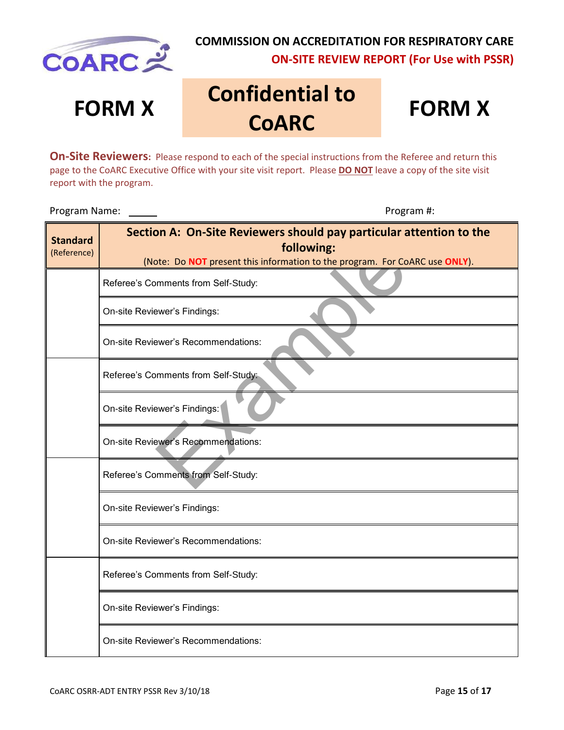COMMISSION ON ACCREDITATION FOR RESPIRATORY CARE

**ON-SITE REVIEW REPORT (For Use with PSSR)**

# FORM X — Confidential to CoARC — FORM X

**On-Site Reviewers:** Please respond to each of the special instructions from the Referee and return this page to the CoARC Executive Office with your site visit report. Please **DO NOT** leave a copy of the site visit report with the program.

Program Name: \_\_\_\_\_ Program #:

| Standard (Reference) | Section A: On-Site Reviewers should pay particular attention to the following: (Note: Do **NOT** present this information to the program. For CoARC use **ONLY**). |
|---|---|
| | Referee's Comments from Self-Study: |
| | On-site Reviewer's Findings: |
| | On-site Reviewer's Recommendations: |
| | Referee's Comments from Self-Study: |
| | On-site Reviewer's Findings: |
| | On-site Reviewer's Recommendations: |
| | Referee's Comments from Self-Study: |
| | On-site Reviewer's Findings: |
| | On-site Reviewer's Recommendations: |
| | Referee's Comments from Self-Study: |
| | On-site Reviewer's Findings: |
| | On-site Reviewer's Recommendations: |

CoARC OSRR-ADT ENTRY PSSR Rev 3/10/18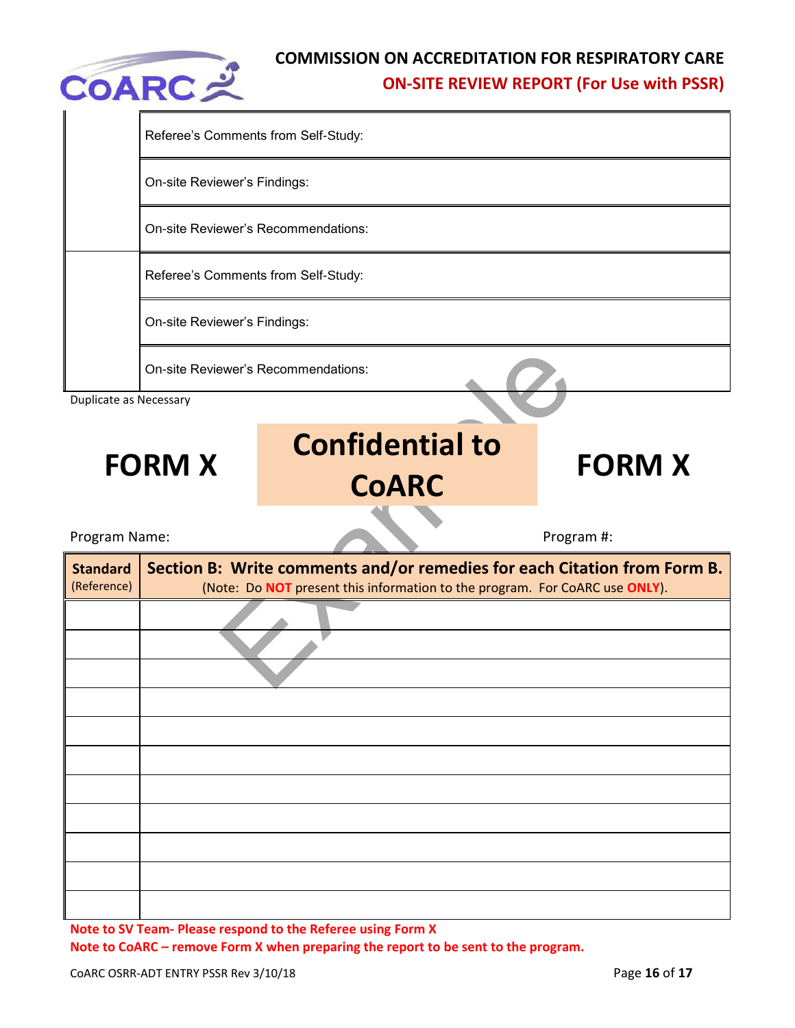| | |
|---|---|
| | Referee's Comments from Self-Study: |
| | On-site Reviewer's Findings: |
| | On-site Reviewer's Recommendations: |
| | Referee's Comments from Self-Study: |
| | On-site Reviewer's Findings: |
| | On-site Reviewer's Recommendations: |

Duplicate as Necessary

# FORM X — Confidential to CoARC — FORM X

Program Name: Program #:

| Standard (Reference) | Section B: Write comments and/or remedies for each Citation from Form B. (Note: Do **NOT** present this information to the program. For CoARC use **ONLY**). |
|---|---|
| | |
| | |
| | |
| | |
| | |
| | |
| | |
| | |
| | |
| | |
| | |

**Note to SV Team- Please respond to the Referee using Form X**

**Note to CoARC – remove Form X when preparing the report to be sent to the program.**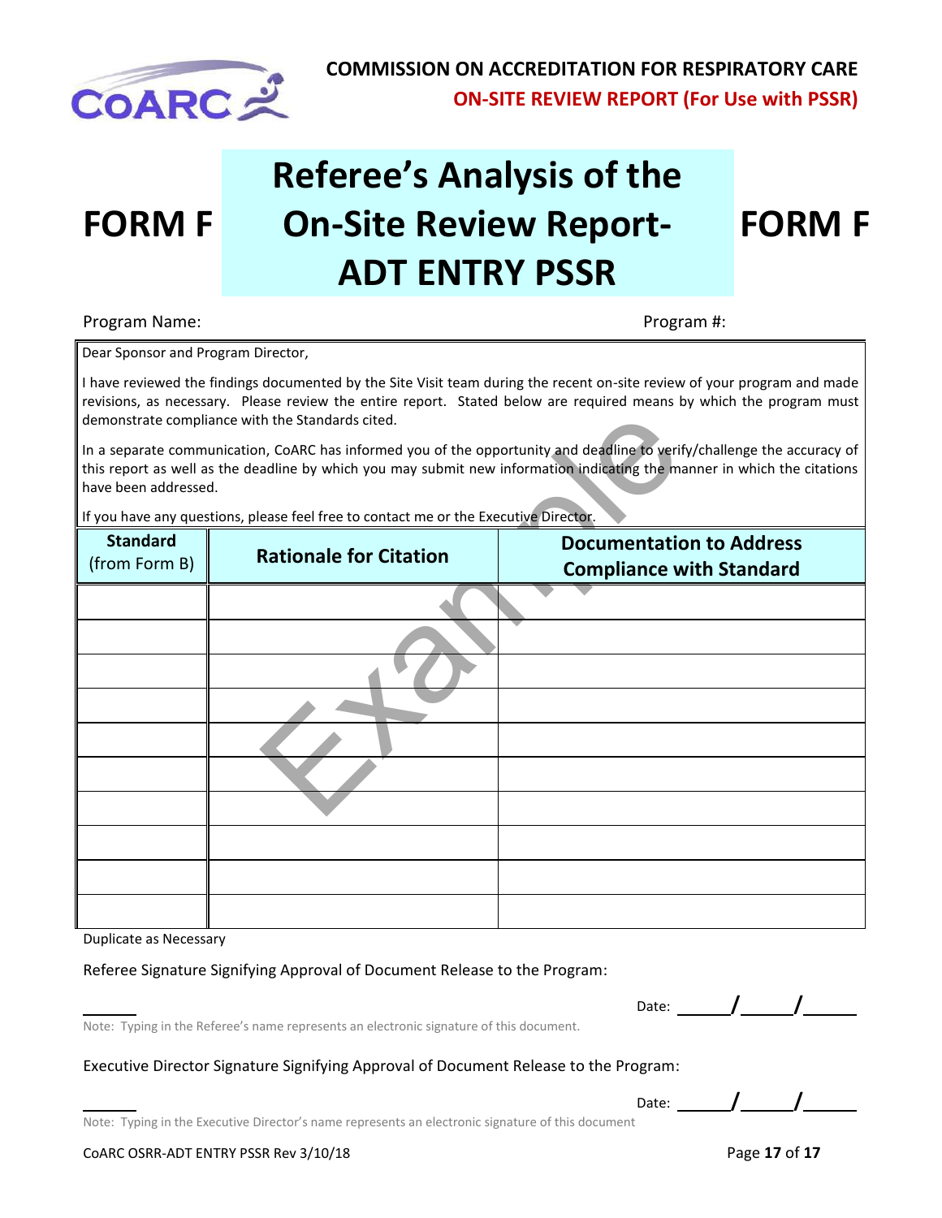**COMMISSION ON ACCREDITATION FOR RESPIRATORY CARE**

**ON-SITE REVIEW REPORT (For Use with PSSR)**

# FORM F — Referee's Analysis of the On-Site Review Report- ADT ENTRY PSSR — FORM F

Program Name: Program #:

Dear Sponsor and Program Director,

I have reviewed the findings documented by the Site Visit team during the recent on-site review of your program and made revisions, as necessary. Please review the entire report. Stated below are required means by which the program must demonstrate compliance with the Standards cited.

In a separate communication, CoARC has informed you of the opportunity and deadline to verify/challenge the accuracy of this report as well as the deadline by which you may submit new information indicating the manner in which the citations have been addressed.

If you have any questions, please feel free to contact me or the Executive Director.

| **Standard** (from Form B) | **Rationale for Citation** | **Documentation to Address Compliance with Standard** |
|---|---|---|
| | | |
| | | |
| | | |
| | | |
| | | |
| | | |
| | | |
| | | |
| | | |
| | | |

Duplicate as Necessary

Referee Signature Signifying Approval of Document Release to the Program:

______ Date: ____/____/____

Note: Typing in the Referee's name represents an electronic signature of this document.

Executive Director Signature Signifying Approval of Document Release to the Program:

______ Date: ____/____/____

Note: Typing in the Executive Director's name represents an electronic signature of this document

CoARC OSRR-ADT ENTRY PSSR Rev 3/10/18